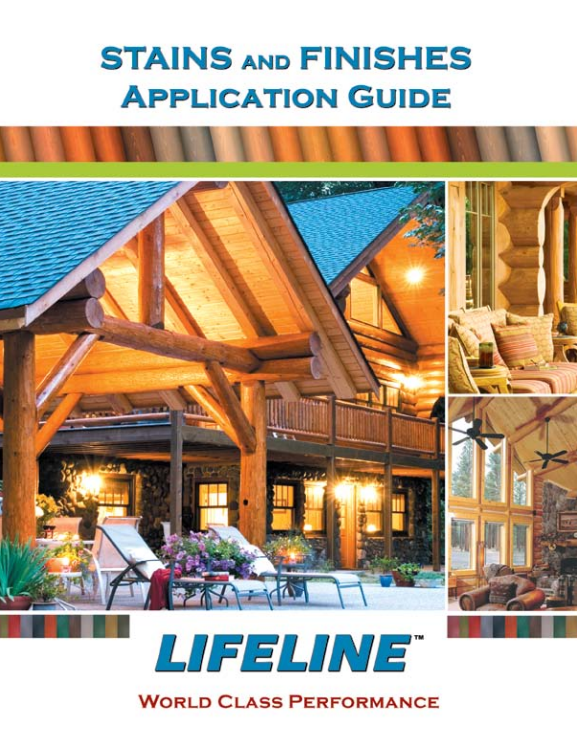# STAINS AND FINISHES APPLICATION GUIDE

LIFELINE™

WORLD CLASS PERFORMANCE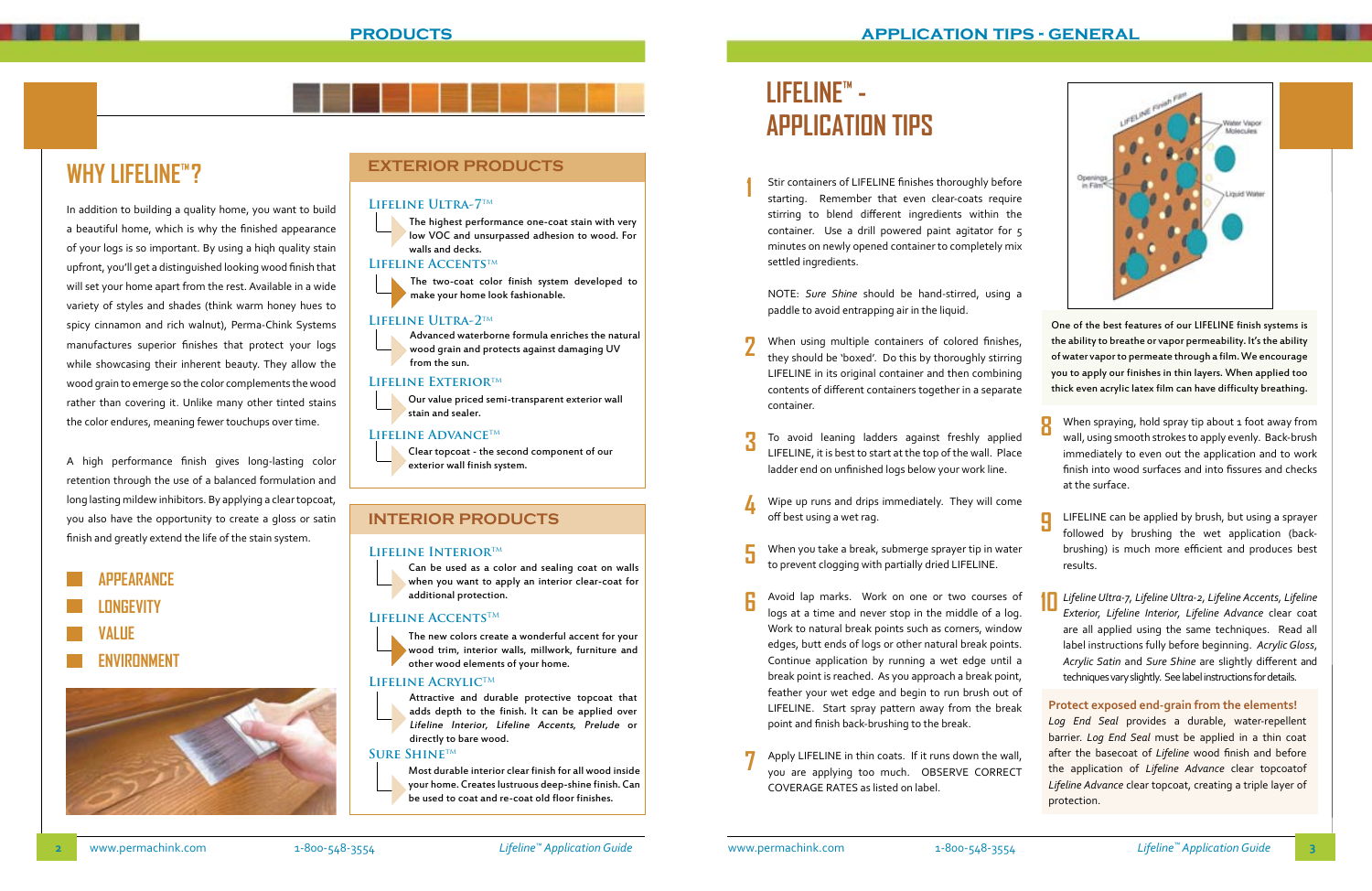# WHY LIFELINE™?

In addition to building a quality home, you want to build a beautiful home, which is why the finished appearance of your logs is so important. By using a hiqh quality stain upfront, you'll get a distinguished looking wood finish that will set your home apart from the rest. Available in a wide variety of styles and shades (think warm honey hues to spicy cinnamon and rich walnut), Perma-Chink Systems manufactures superior finishes that protect your logs while showcasing their inherent beauty. They allow the wood grain to emerge so the color complements the wood rather than covering it. Unlike many other tinted stains the color endures, meaning fewer touchups over time.

A high performance finish gives long-lasting color retention through the use of a balanced formulation and long lasting mildew inhibitors. By applying a clear topcoat, you also have the opportunity to create a gloss or satin finish and greatly extend the life of the stain system.

- APPEARANCE
- LONGEVITY
- VALUE
- ENVIRONMENT

## EXTERIOR PRODUCTS

### Lifeline Ultra-7™

The highest performance one-coat stain with very low VOC and unsurpassed adhesion to wood. For walls and decks.

### Lifeline Accents™

The two-coat color finish system developed to make your home look fashionable.

### Lifeline Ultra-2™

Advanced waterborne formula enriches the natural wood grain and protects against damaging UV from the sun.

### Lifeline Exterior™

Our value priced semi-transparent exterior wall stain and sealer.

### Lifeline Advance™

Clear topcoat - the second component of our exterior wall finish system.

## INTERIOR PRODUCTS

### Lifeline Interior™

Can be used as a color and sealing coat on walls when you want to apply an interior clear-coat for additional protection.

### Lifeline Accents™

The new colors create a wonderful accent for your wood trim, interior walls, millwork, furniture and other wood elements of your home.

### Lifeline Acrylic™

Attractive and durable protective topcoat that adds depth to the finish. It can be applied over *Lifeline Interior, Lifeline Accents, Prelude* or directly to bare wood.

### Sure Shine™

Most durable interior clear finish for all wood inside your home. Creates lustrous deep-shine finish. Can be used to coat and re-coat old floor finishes.

# LIFELINE™ - APPLICATION TIPS

1. Stir containers of LIFELINE finishes thoroughly before starting. Remember that even clear-coats require stirring to blend different ingredients within the container. Use a drill powered paint agitator for 5 minutes on newly opened container to completely mix settled ingredients.

   NOTE: *Sure Shine* should be hand-stirred, using a paddle to avoid entrapping air in the liquid.

2. When using multiple containers of colored finishes, they should be 'boxed'. Do this by thoroughly stirring LIFELINE in its original container and then combining contents of different containers together in a separate container.

3. To avoid leaning ladders against freshly applied LIFELINE, it is best to start at the top of the wall. Place ladder end on unfinished logs below your work line.

4. Wipe up runs and drips immediately. They will come off best using a wet rag.

5. When you take a break, submerge sprayer tip in water to prevent clogging with partially dried LIFELINE.

6. Avoid lap marks. Work on one or two courses of logs at a time and never stop in the middle of a log. Work to natural break points such as corners, window edges, butt ends of logs or other natural break points. Continue application by running a wet edge until a break point is reached. As you approach a break point, feather your wet edge and begin to run brush out of LIFELINE. Start spray pattern away from the break point and finish back-brushing to the break.

7. Apply LIFELINE in thin coats. If it runs down the wall, you are applying too much. OBSERVE CORRECT COVERAGE RATES as listed on label.

LIFELINE Finish Film — Water Vapor Molecules — Openings in Film — Liquid Water

**One of the best features of our LIFELINE finish systems is the ability to breathe or vapor permeability. It's the ability of water vapor to permeate through a film. We encourage you to apply our finishes in thin layers. When applied too thick even acrylic latex film can have difficulty breathing.**

8. When spraying, hold spray tip about 1 foot away from wall, using smooth strokes to apply evenly. Back-brush immediately to even out the application and to work finish into wood surfaces and into fissures and checks at the surface.

9. LIFELINE can be applied by brush, but using a sprayer followed by brushing the wet application (back-brushing) is much more efficient and produces best results.

10. *Lifeline Ultra-7, Lifeline Ultra-2, Lifeline Accents, Lifeline Exterior, Lifeline Interior, Lifeline Advance* clear coat are all applied using the same techniques. Read all label instructions fully before beginning. *Acrylic Gloss, Acrylic Satin* and *Sure Shine* are slightly different and techniques vary slightly. See label instructions for details.

**Protect exposed end-grain from the elements!**

*Log End Seal* provides a durable, water-repellent barrier. *Log End Seal* must be applied in a thin coat after the basecoat of *Lifeline* wood finish and before the application of *Lifeline Advance* clear topcoatof *Lifeline Advance* clear topcoat, creating a triple layer of protection.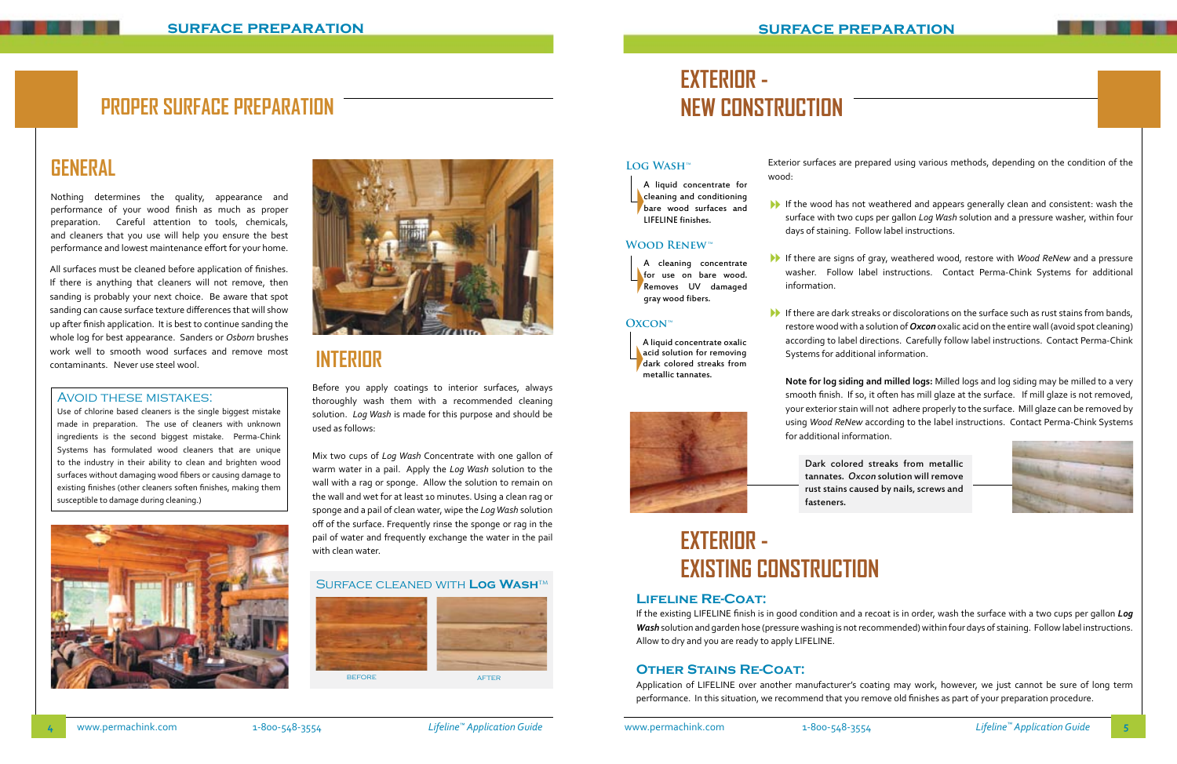# PROPER SURFACE PREPARATION

## GENERAL

Nothing determines the quality, appearance and performance of your wood finish as much as proper preparation. Careful attention to tools, chemicals, and cleaners that you use will help you ensure the best performance and lowest maintenance effort for your home.

All surfaces must be cleaned before application of finishes. If there is anything that cleaners will not remove, then sanding is probably your next choice. Be aware that spot sanding can cause surface texture differences that will show up after finish application. It is best to continue sanding the whole log for best appearance. Sanders or *Osborn* brushes work well to smooth wood surfaces and remove most contaminants. Never use steel wool.

### Avoid These Mistakes:

Use of chlorine based cleaners is the single biggest mistake made in preparation. The use of cleaners with unknown ingredients is the second biggest mistake. Perma-Chink Systems has formulated wood cleaners that are unique to the industry in their ability to clean and brighten wood surfaces without damaging wood fibers or causing damage to existing finishes (other cleaners soften finishes, making them susceptible to damage during cleaning.)

## INTERIOR

Before you apply coatings to interior surfaces, always thoroughly wash them with a recommended cleaning solution. *Log Wash* is made for this purpose and should be used as follows:

Mix two cups of *Log Wash* Concentrate with one gallon of warm water in a pail. Apply the *Log Wash* solution to the wall with a rag or sponge. Allow the solution to remain on the wall and wet for at least 10 minutes. Using a clean rag or sponge and a pail of clean water, wipe the *Log Wash* solution off of the surface. Frequently rinse the sponge or rag in the pail of water and frequently exchange the water in the pail with clean water.

### Surface cleaned with Log Wash™

BEFORE AFTER

# EXTERIOR - NEW CONSTRUCTION

**Log Wash™**
A liquid concentrate for cleaning and conditioning bare wood surfaces and LIFELINE finishes.

**Wood Renew™**
A cleaning concentrate for use on bare wood. Removes UV damaged gray wood fibers.

**Oxcon™**
A liquid concentrate oxalic acid solution for removing dark colored streaks from metallic tannates.

Exterior surfaces are prepared using various methods, depending on the condition of the wood:

- If the wood has not weathered and appears generally clean and consistent: wash the surface with two cups per gallon *Log Wash* solution and a pressure washer, within four days of staining. Follow label instructions.
- If there are signs of gray, weathered wood, restore with *Wood ReNew* and a pressure washer. Follow label instructions. Contact Perma-Chink Systems for additional information.
- If there are dark streaks or discolorations on the surface such as rust stains from bands, restore wood with a solution of ***Oxcon*** oxalic acid on the entire wall (avoid spot cleaning) according to label directions. Carefully follow label instructions. Contact Perma-Chink Systems for additional information.

**Note for log siding and milled logs:** Milled logs and log siding may be milled to a very smooth finish. If so, it often has mill glaze at the surface. If mill glaze is not removed, your exterior stain will not adhere properly to the surface. Mill glaze can be removed by using *Wood ReNew* according to the label instructions. Contact Perma-Chink Systems for additional information.

Dark colored streaks from metallic tannates. *Oxcon* solution will remove rust stains caused by nails, screws and fasteners.

# EXTERIOR - EXISTING CONSTRUCTION

### Lifeline Re-Coat:

If the existing LIFELINE finish is in good condition and a recoat is in order, wash the surface with a two cups per gallon ***Log Wash*** solution and garden hose (pressure washing is not recommended) within four days of staining. Follow label instructions. Allow to dry and you are ready to apply LIFELINE.

### Other Stains Re-Coat:

Application of LIFELINE over another manufacturer's coating may work, however, we just cannot be sure of long term performance. In this situation, we recommend that you remove old finishes as part of your preparation procedure.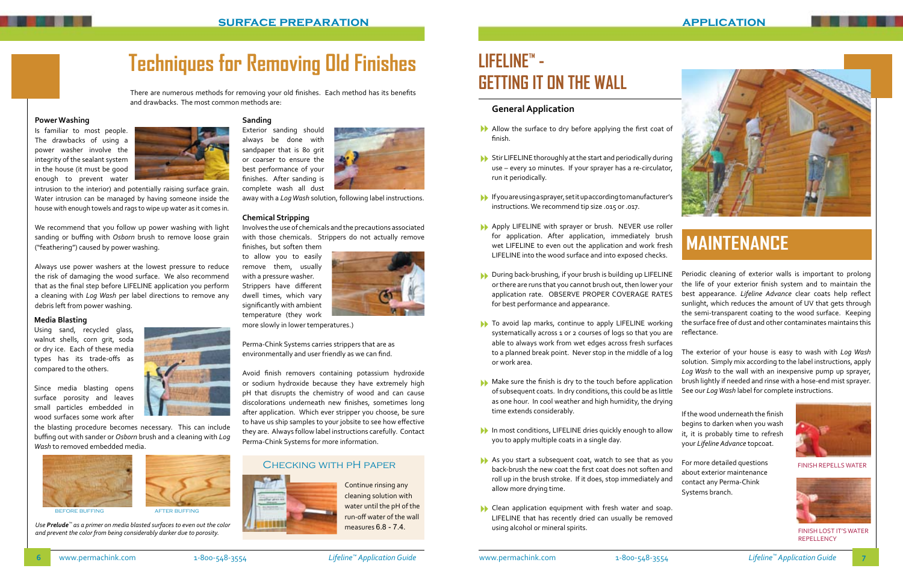## SURFACE PREPARATION

# Techniques for Removing Old Finishes

There are numerous methods for removing your old finishes. Each method has its benefits and drawbacks. The most common methods are:

### Power Washing

Is familiar to most people. The drawbacks of using a power washer involve the integrity of the sealant system in the house (it must be good enough to prevent water intrusion to the interior) and potentially raising surface grain. Water intrusion can be managed by having someone inside the house with enough towels and rags to wipe up water as it comes in.

We recommend that you follow up power washing with light sanding or buffing with *Osborn* brush to remove loose grain ("feathering") caused by power washing.

Always use power washers at the lowest pressure to reduce the risk of damaging the wood surface. We also recommend that as the final step before LIFELINE application you perform a cleaning with *Log Wash* per label directions to remove any debris left from power washing.

### Media Blasting

Using sand, recycled glass, walnut shells, corn grit, soda or dry ice. Each of these media types has its trade-offs as compared to the others.

Since media blasting opens surface porosity and leaves small particles embedded in wood surfaces some work after the blasting procedure becomes necessary. This can include buffing out with sander or *Osborn* brush and a cleaning with *Log Wash* to removed embedded media.

BEFORE BUFFING

AFTER BUFFING

*Use **Prelude**™ as a primer on media blasted surfaces to even out the color and prevent the color from being considerably darker due to porosity.*

### Sanding

Exterior sanding should always be done with sandpaper that is 80 grit or coarser to ensure the best performance of your finishes. After sanding is complete wash all dust away with a *Log Wash* solution, following label instructions.

### Chemical Stripping

Involves the use of chemicals and the precautions associated with those chemicals. Strippers do not actually remove finishes, but soften them to allow you to easily remove them, usually with a pressure washer. Strippers have different dwell times, which vary significantly with ambient temperature (they work more slowly in lower temperatures.)

Perma-Chink Systems carries strippers that are as environmentally and user friendly as we can find.

Avoid finish removers containing potassium hydroxide or sodium hydroxide because they have extremely high pH that disrupts the chemistry of wood and can cause discolorations underneath new finishes, sometimes long after application. Which ever stripper you choose, be sure to have us ship samples to your jobsite to see how effective they are. Always follow label instructions carefully. Contact Perma-Chink Systems for more information.

### Checking with pH Paper

Continue rinsing any cleaning solution with water until the pH of the run-off water of the wall measures 6.8 - 7.4.

## APPLICATION

# LIFELINE™ - GETTING IT ON THE WALL

### General Application

- Allow the surface to dry before applying the first coat of finish.
- Stir LIFELINE thoroughly at the start and periodically during use – every 10 minutes. If your sprayer has a re-circulator, run it periodically.
- If you are using a sprayer, set it up according to manufacturer's instructions. We recommend tip size .015 or .017.
- Apply LIFELINE with sprayer or brush. NEVER use roller for application. After application, immediately brush wet LIFELINE to even out the application and work fresh LIFELINE into the wood surface and into exposed checks.
- During back-brushing, if your brush is building up LIFELINE or there are runs that you cannot brush out, then lower your application rate. OBSERVE PROPER COVERAGE RATES for best performance and appearance.
- To avoid lap marks, continue to apply LIFELINE working systematically across 1 or 2 courses of logs so that you are able to always work from wet edges across fresh surfaces to a planned break point. Never stop in the middle of a log or work area.
- Make sure the finish is dry to the touch before application of subsequent coats. In dry conditions, this could be as little as one hour. In cool weather and high humidity, the drying time extends considerably.
- In most conditions, LIFELINE dries quickly enough to allow you to apply multiple coats in a single day.
- As you start a subsequent coat, watch to see that as you back-brush the new coat the first coat does not soften and roll up in the brush stroke. If it does, stop immediately and allow more drying time.
- Clean application equipment with fresh water and soap. LIFELINE that has recently dried can usually be removed using alcohol or mineral spirits.

# MAINTENANCE

Periodic cleaning of exterior walls is important to prolong the life of your exterior finish system and to maintain the best appearance. *Lifeline Advance* clear coats help reflect sunlight, which reduces the amount of UV that gets through the semi-transparent coating to the wood surface. Keeping the surface free of dust and other contaminates maintains this reflectance.

The exterior of your house is easy to wash with *Log Wash* solution. Simply mix according to the label instructions, apply *Log Wash* to the wall with an inexpensive pump up sprayer, brush lightly if needed and rinse with a hose-end mist sprayer. See our *Log Wash* label for complete instructions.

If the wood underneath the finish begins to darken when you wash it, it is probably time to refresh your *Lifeline Advance* topcoat.

For more detailed questions about exterior maintenance contact any Perma-Chink Systems branch.

FINISH REPELLS WATER

FINISH LOST IT'S WATER REPELLENCY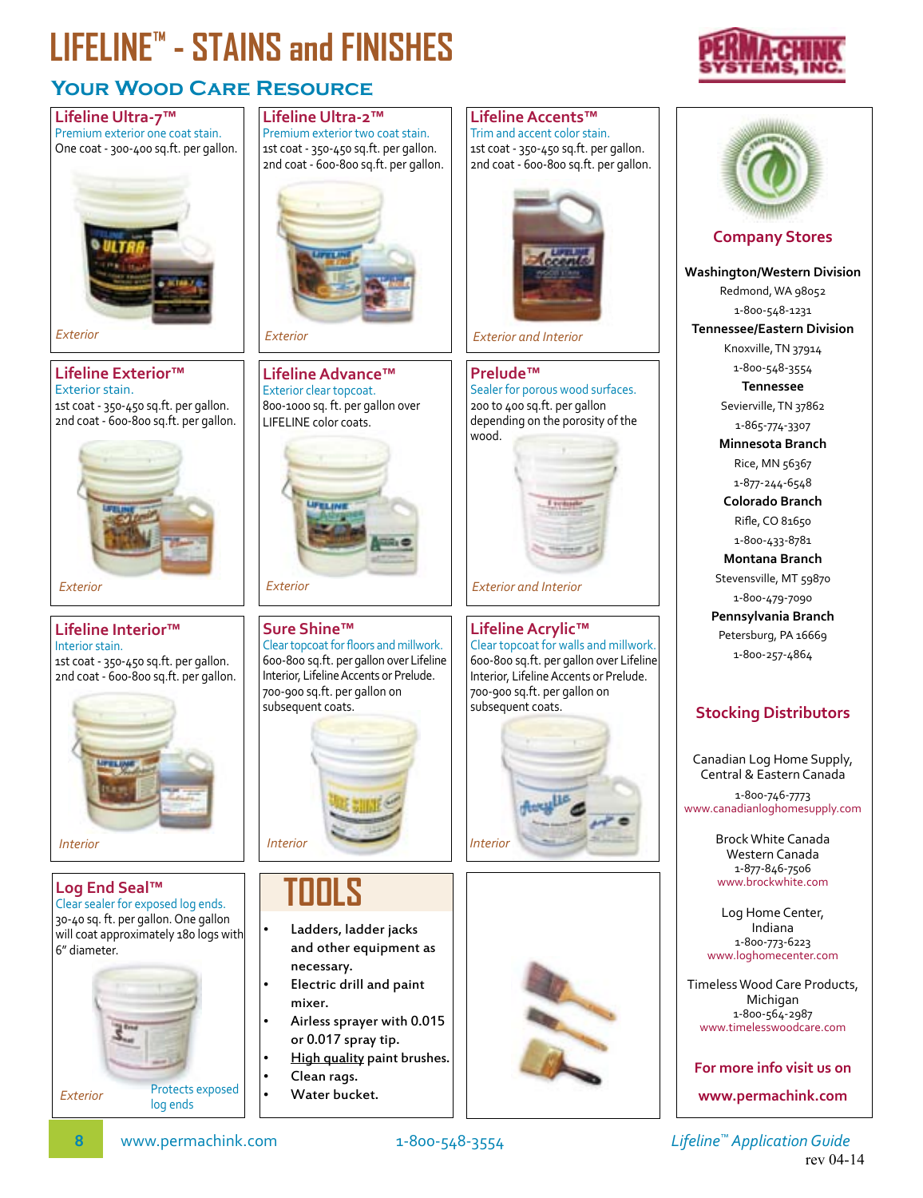# LIFELINE™ - STAINS and FINISHES

## Your Wood Care Resource

### Lifeline Ultra-7™
Premium exterior one coat stain.
One coat - 300-400 sq.ft. per gallon.

*Exterior*

### Lifeline Ultra-2™
Premium exterior two coat stain.
1st coat - 350-450 sq.ft. per gallon.
2nd coat - 600-800 sq.ft. per gallon.

*Exterior*

### Lifeline Accents™
Trim and accent color stain.
1st coat - 350-450 sq.ft. per gallon.
2nd coat - 600-800 sq.ft. per gallon.

*Exterior and Interior*

### Lifeline Exterior™
Exterior stain.
1st coat - 350-450 sq.ft. per gallon.
2nd coat - 600-800 sq.ft. per gallon.

*Exterior*

### Lifeline Advance™
Exterior clear topcoat.
800-1000 sq. ft. per gallon over LIFELINE color coats.

*Exterior*

### Prelude™
Sealer for porous wood surfaces.
200 to 400 sq.ft. per gallon depending on the porosity of the wood.

*Exterior and Interior*

### Lifeline Interior™
Interior stain.
1st coat - 350-450 sq.ft. per gallon.
2nd coat - 600-800 sq.ft. per gallon.

*Interior*

### Sure Shine™
Clear topcoat for floors and millwork.
600-800 sq.ft. per gallon over Lifeline Interior, Lifeline Accents or Prelude.
700-900 sq.ft. per gallon on subsequent coats.

*Interior*

### Lifeline Acrylic™
Clear topcoat for walls and millwork.
600-800 sq.ft. per gallon over Lifeline Interior, Lifeline Accents or Prelude.
700-900 sq.ft. per gallon on subsequent coats.

*Interior*

### Log End Seal™
Clear sealer for exposed log ends.
30-40 sq. ft. per gallon. One gallon will coat approximately 180 logs with 6" diameter.

*Exterior*

Protects exposed log ends

## TOOLS

- Ladders, ladder jacks and other equipment as necessary.
- Electric drill and paint mixer.
- Airless sprayer with 0.015 or 0.017 spray tip.
- High quality paint brushes.
- Clean rags.
- Water bucket.

## Company Stores

**Washington/Western Division**
Redmond, WA 98052
1-800-548-1231

**Tennessee/Eastern Division**
Knoxville, TN 37914
1-800-548-3554

**Tennessee**
Sevierville, TN 37862
1-865-774-3307

**Minnesota Branch**
Rice, MN 56367
1-877-244-6548

**Colorado Branch**
Rifle, CO 81650
1-800-433-8781

**Montana Branch**
Stevensville, MT 59870
1-800-479-7090

**Pennsylvania Branch**
Petersburg, PA 16669
1-800-257-4864

## Stocking Distributors

Canadian Log Home Supply, Central & Eastern Canada
1-800-746-7773
www.canadianloghomesupply.com

Brock White Canada
Western Canada
1-877-846-7506
www.brockwhite.com

Log Home Center, Indiana
1-800-773-6223
www.loghomecenter.com

Timeless Wood Care Products, Michigan
1-800-564-2987
www.timelesswoodcare.com

**For more info visit us on www.permachink.com**